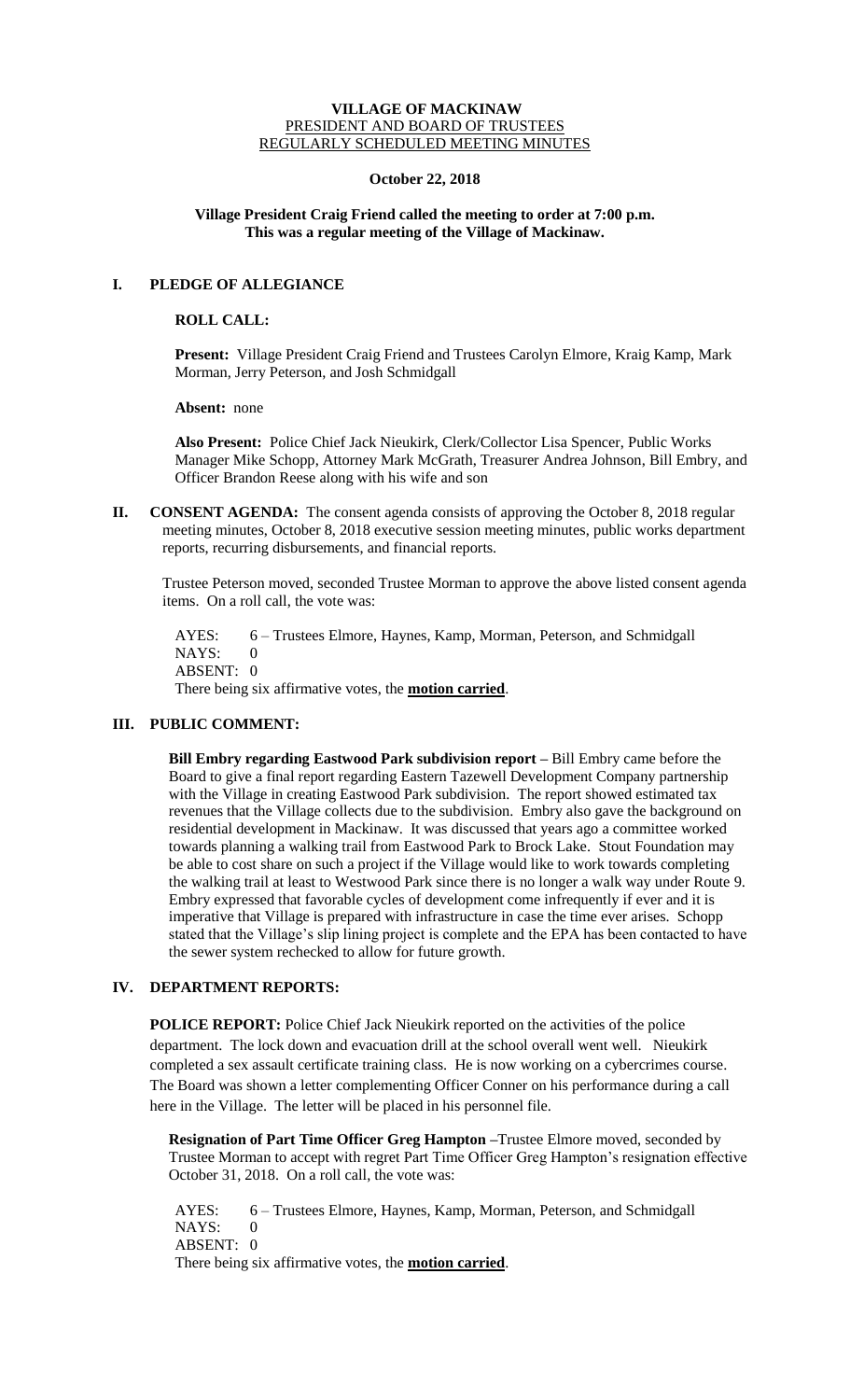**VILLAGE OF MACKINAW**
PRESIDENT AND BOARD OF TRUSTEES
REGULARLY SCHEDULED MEETING MINUTES

**October 22, 2018**

**Village President Craig Friend called the meeting to order at 7:00 p.m.**
**This was a regular meeting of the Village of Mackinaw.**

## I. PLEDGE OF ALLEGIANCE

**ROLL CALL:**

**Present:** Village President Craig Friend and Trustees Carolyn Elmore, Kraig Kamp, Mark Morman, Jerry Peterson, and Josh Schmidgall

**Absent:** none

**Also Present:** Police Chief Jack Nieukirk, Clerk/Collector Lisa Spencer, Public Works Manager Mike Schopp, Attorney Mark McGrath, Treasurer Andrea Johnson, Bill Embry, and Officer Brandon Reese along with his wife and son

## II. CONSENT AGENDA:

The consent agenda consists of approving the October 8, 2018 regular meeting minutes, October 8, 2018 executive session meeting minutes, public works department reports, recurring disbursements, and financial reports.

Trustee Peterson moved, seconded Trustee Morman to approve the above listed consent agenda items. On a roll call, the vote was:

AYES: 6 – Trustees Elmore, Haynes, Kamp, Morman, Peterson, and Schmidgall
NAYS: 0
ABSENT: 0
There being six affirmative votes, the **motion carried**.

## III. PUBLIC COMMENT:

**Bill Embry regarding Eastwood Park subdivision report –** Bill Embry came before the Board to give a final report regarding Eastern Tazewell Development Company partnership with the Village in creating Eastwood Park subdivision. The report showed estimated tax revenues that the Village collects due to the subdivision. Embry also gave the background on residential development in Mackinaw. It was discussed that years ago a committee worked towards planning a walking trail from Eastwood Park to Brock Lake. Stout Foundation may be able to cost share on such a project if the Village would like to work towards completing the walking trail at least to Westwood Park since there is no longer a walk way under Route 9. Embry expressed that favorable cycles of development come infrequently if ever and it is imperative that Village is prepared with infrastructure in case the time ever arises. Schopp stated that the Village's slip lining project is complete and the EPA has been contacted to have the sewer system rechecked to allow for future growth.

## IV. DEPARTMENT REPORTS:

**POLICE REPORT:** Police Chief Jack Nieukirk reported on the activities of the police department. The lock down and evacuation drill at the school overall went well. Nieukirk completed a sex assault certificate training class. He is now working on a cybercrimes course. The Board was shown a letter complementing Officer Conner on his performance during a call here in the Village. The letter will be placed in his personnel file.

**Resignation of Part Time Officer Greg Hampton –**Trustee Elmore moved, seconded by Trustee Morman to accept with regret Part Time Officer Greg Hampton's resignation effective October 31, 2018. On a roll call, the vote was:

AYES: 6 – Trustees Elmore, Haynes, Kamp, Morman, Peterson, and Schmidgall
NAYS: 0
ABSENT: 0
There being six affirmative votes, the **motion carried**.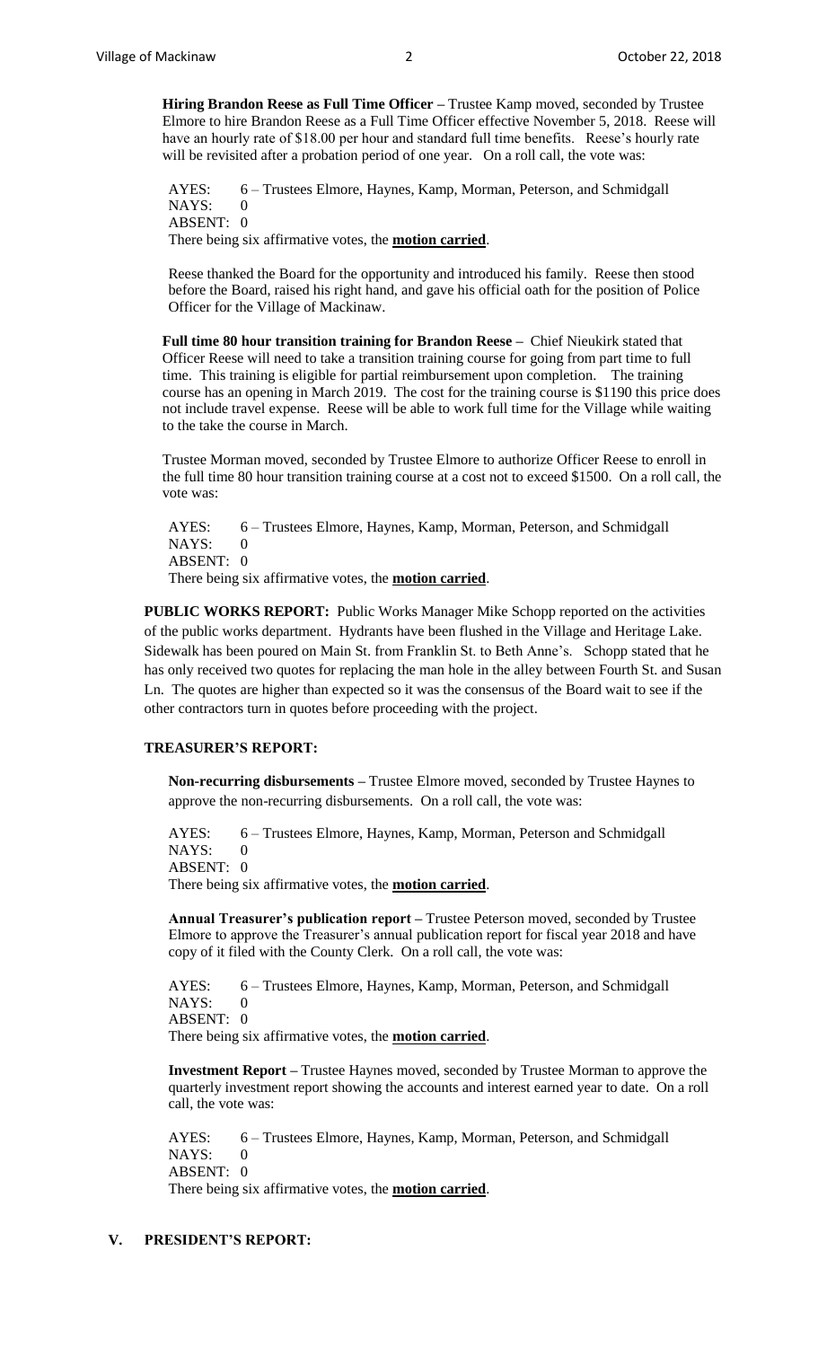**Hiring Brandon Reese as Full Time Officer –** Trustee Kamp moved, seconded by Trustee Elmore to hire Brandon Reese as a Full Time Officer effective November 5, 2018. Reese will have an hourly rate of $18.00 per hour and standard full time benefits. Reese's hourly rate will be revisited after a probation period of one year. On a roll call, the vote was:

AYES: 6 – Trustees Elmore, Haynes, Kamp, Morman, Peterson, and Schmidgall
NAYS: 0
ABSENT: 0
There being six affirmative votes, the **motion carried**.

Reese thanked the Board for the opportunity and introduced his family. Reese then stood before the Board, raised his right hand, and gave his official oath for the position of Police Officer for the Village of Mackinaw.

**Full time 80 hour transition training for Brandon Reese –** Chief Nieukirk stated that Officer Reese will need to take a transition training course for going from part time to full time. This training is eligible for partial reimbursement upon completion. The training course has an opening in March 2019. The cost for the training course is $1190 this price does not include travel expense. Reese will be able to work full time for the Village while waiting to the take the course in March.

Trustee Morman moved, seconded by Trustee Elmore to authorize Officer Reese to enroll in the full time 80 hour transition training course at a cost not to exceed $1500. On a roll call, the vote was:

AYES: 6 – Trustees Elmore, Haynes, Kamp, Morman, Peterson, and Schmidgall
NAYS: 0
ABSENT: 0
There being six affirmative votes, the **motion carried**.

**PUBLIC WORKS REPORT:** Public Works Manager Mike Schopp reported on the activities of the public works department. Hydrants have been flushed in the Village and Heritage Lake. Sidewalk has been poured on Main St. from Franklin St. to Beth Anne's. Schopp stated that he has only received two quotes for replacing the man hole in the alley between Fourth St. and Susan Ln. The quotes are higher than expected so it was the consensus of the Board wait to see if the other contractors turn in quotes before proceeding with the project.

**TREASURER'S REPORT:**

**Non-recurring disbursements –** Trustee Elmore moved, seconded by Trustee Haynes to approve the non-recurring disbursements. On a roll call, the vote was:

AYES: 6 – Trustees Elmore, Haynes, Kamp, Morman, Peterson and Schmidgall
NAYS: 0
ABSENT: 0
There being six affirmative votes, the **motion carried**.

**Annual Treasurer's publication report –** Trustee Peterson moved, seconded by Trustee Elmore to approve the Treasurer's annual publication report for fiscal year 2018 and have copy of it filed with the County Clerk. On a roll call, the vote was:

AYES: 6 – Trustees Elmore, Haynes, Kamp, Morman, Peterson, and Schmidgall
NAYS: 0
ABSENT: 0
There being six affirmative votes, the **motion carried**.

**Investment Report –** Trustee Haynes moved, seconded by Trustee Morman to approve the quarterly investment report showing the accounts and interest earned year to date. On a roll call, the vote was:

AYES: 6 – Trustees Elmore, Haynes, Kamp, Morman, Peterson, and Schmidgall
NAYS: 0
ABSENT: 0
There being six affirmative votes, the **motion carried**.

## V. PRESIDENT'S REPORT: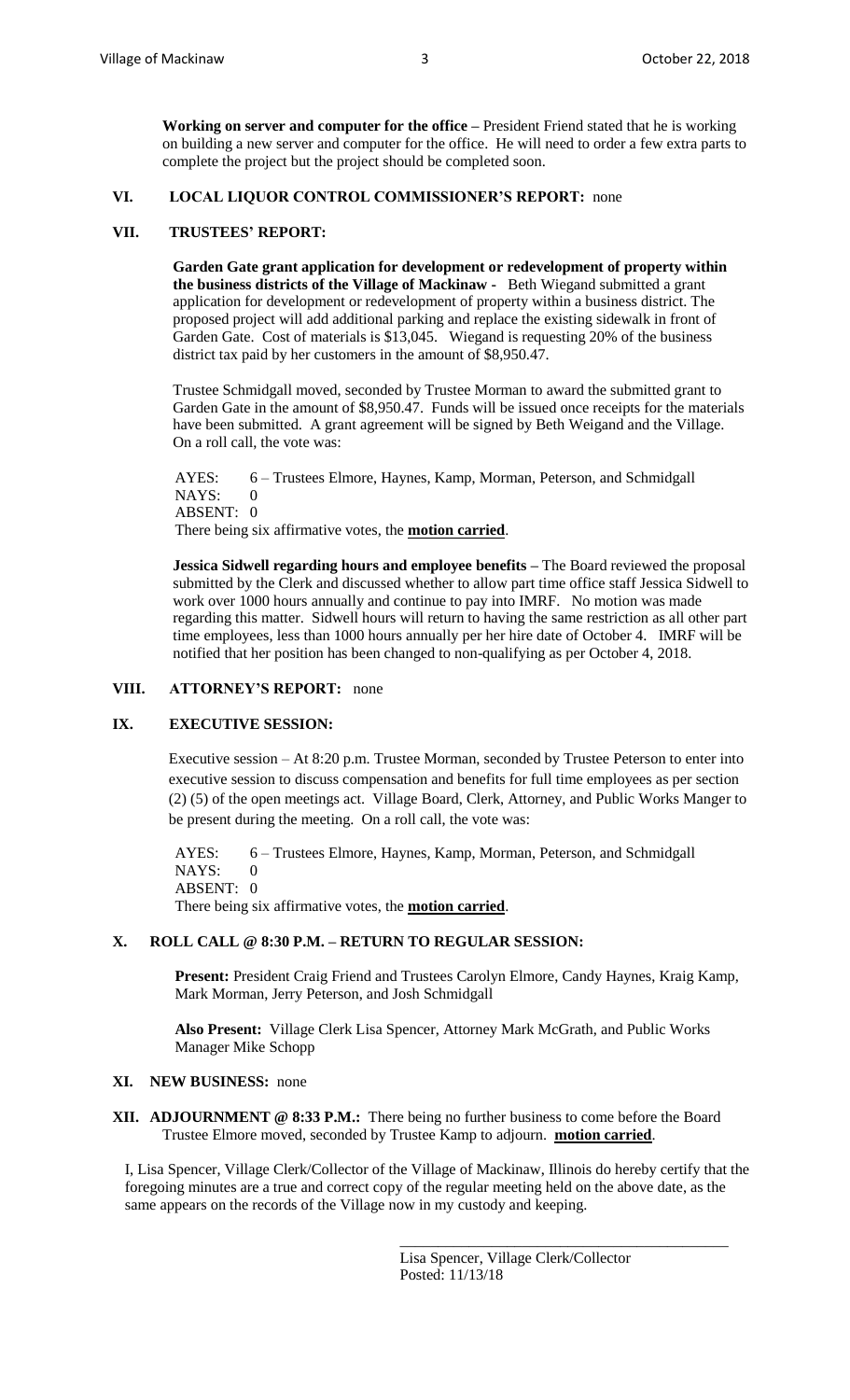**Working on server and computer for the office –** President Friend stated that he is working on building a new server and computer for the office. He will need to order a few extra parts to complete the project but the project should be completed soon.

## VI. LOCAL LIQUOR CONTROL COMMISSIONER'S REPORT: none

## VII. TRUSTEES' REPORT:

**Garden Gate grant application for development or redevelopment of property within the business districts of the Village of Mackinaw -** Beth Wiegand submitted a grant application for development or redevelopment of property within a business district. The proposed project will add additional parking and replace the existing sidewalk in front of Garden Gate. Cost of materials is $13,045. Wiegand is requesting 20% of the business district tax paid by her customers in the amount of $8,950.47.

Trustee Schmidgall moved, seconded by Trustee Morman to award the submitted grant to Garden Gate in the amount of $8,950.47. Funds will be issued once receipts for the materials have been submitted. A grant agreement will be signed by Beth Weigand and the Village. On a roll call, the vote was:

AYES: 6 – Trustees Elmore, Haynes, Kamp, Morman, Peterson, and Schmidgall
NAYS: 0
ABSENT: 0
There being six affirmative votes, the **motion carried**.

**Jessica Sidwell regarding hours and employee benefits –** The Board reviewed the proposal submitted by the Clerk and discussed whether to allow part time office staff Jessica Sidwell to work over 1000 hours annually and continue to pay into IMRF. No motion was made regarding this matter. Sidwell hours will return to having the same restriction as all other part time employees, less than 1000 hours annually per her hire date of October 4. IMRF will be notified that her position has been changed to non-qualifying as per October 4, 2018.

## VIII. ATTORNEY'S REPORT: none

## IX. EXECUTIVE SESSION:

Executive session – At 8:20 p.m. Trustee Morman, seconded by Trustee Peterson to enter into executive session to discuss compensation and benefits for full time employees as per section (2) (5) of the open meetings act. Village Board, Clerk, Attorney, and Public Works Manger to be present during the meeting. On a roll call, the vote was:

AYES: 6 – Trustees Elmore, Haynes, Kamp, Morman, Peterson, and Schmidgall
NAYS: 0
ABSENT: 0
There being six affirmative votes, the **motion carried**.

## X. ROLL CALL @ 8:30 P.M. – RETURN TO REGULAR SESSION:

**Present:** President Craig Friend and Trustees Carolyn Elmore, Candy Haynes, Kraig Kamp, Mark Morman, Jerry Peterson, and Josh Schmidgall

**Also Present:** Village Clerk Lisa Spencer, Attorney Mark McGrath, and Public Works Manager Mike Schopp

## XI. NEW BUSINESS: none

## XII. ADJOURNMENT @ 8:33 P.M.: There being no further business to come before the Board Trustee Elmore moved, seconded by Trustee Kamp to adjourn. **motion carried**.

I, Lisa Spencer, Village Clerk/Collector of the Village of Mackinaw, Illinois do hereby certify that the foregoing minutes are a true and correct copy of the regular meeting held on the above date, as the same appears on the records of the Village now in my custody and keeping.

\_\_\_\_\_\_\_\_\_\_\_\_\_\_\_\_\_\_\_\_\_\_\_\_\_\_\_\_\_\_\_\_\_\_\_\_\_\_\_\_\_\_\_\_

Lisa Spencer, Village Clerk/Collector
Posted: 11/13/18